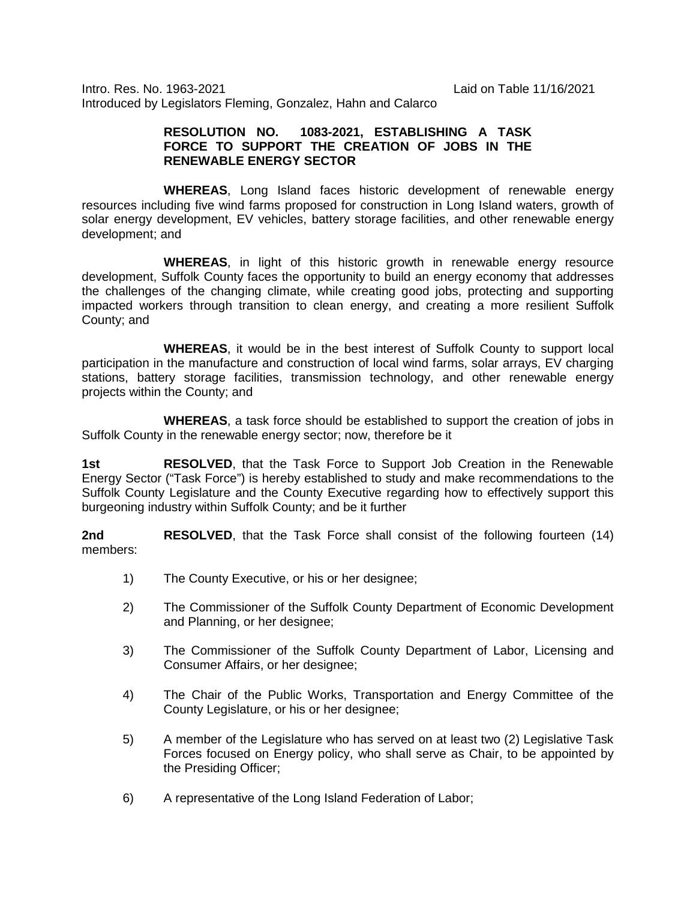Intro. Res. No. 1963-2021 Laid on Table 11/16/2021
Introduced by Legislators Fleming, Gonzalez, Hahn and Calarco

**RESOLUTION NO. 1083-2021, ESTABLISHING A TASK FORCE TO SUPPORT THE CREATION OF JOBS IN THE RENEWABLE ENERGY SECTOR**

**WHEREAS**, Long Island faces historic development of renewable energy resources including five wind farms proposed for construction in Long Island waters, growth of solar energy development, EV vehicles, battery storage facilities, and other renewable energy development; and

**WHEREAS**, in light of this historic growth in renewable energy resource development, Suffolk County faces the opportunity to build an energy economy that addresses the challenges of the changing climate, while creating good jobs, protecting and supporting impacted workers through transition to clean energy, and creating a more resilient Suffolk County; and

**WHEREAS**, it would be in the best interest of Suffolk County to support local participation in the manufacture and construction of local wind farms, solar arrays, EV charging stations, battery storage facilities, transmission technology, and other renewable energy projects within the County; and

**WHEREAS**, a task force should be established to support the creation of jobs in Suffolk County in the renewable energy sector; now, therefore be it

**1st RESOLVED**, that the Task Force to Support Job Creation in the Renewable Energy Sector ("Task Force") is hereby established to study and make recommendations to the Suffolk County Legislature and the County Executive regarding how to effectively support this burgeoning industry within Suffolk County; and be it further

**2nd RESOLVED**, that the Task Force shall consist of the following fourteen (14) members:

1) The County Executive, or his or her designee;

2) The Commissioner of the Suffolk County Department of Economic Development and Planning, or her designee;

3) The Commissioner of the Suffolk County Department of Labor, Licensing and Consumer Affairs, or her designee;

4) The Chair of the Public Works, Transportation and Energy Committee of the County Legislature, or his or her designee;

5) A member of the Legislature who has served on at least two (2) Legislative Task Forces focused on Energy policy, who shall serve as Chair, to be appointed by the Presiding Officer;

6) A representative of the Long Island Federation of Labor;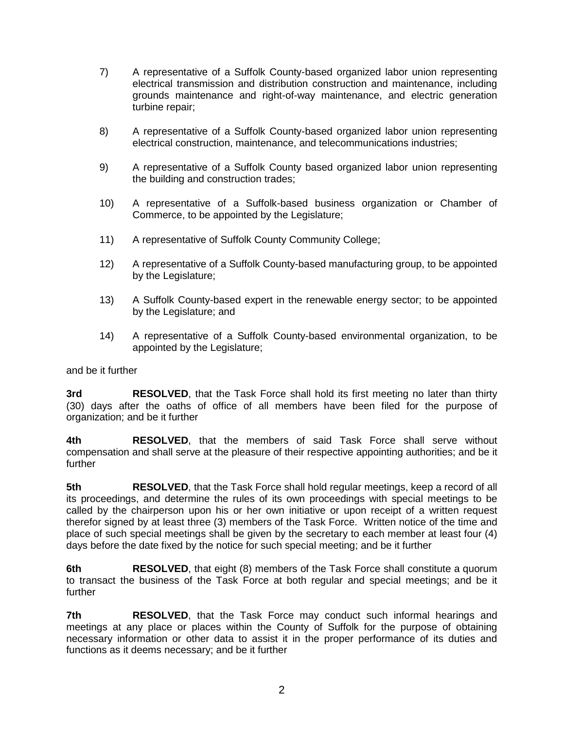7) A representative of a Suffolk County-based organized labor union representing electrical transmission and distribution construction and maintenance, including grounds maintenance and right-of-way maintenance, and electric generation turbine repair;

8) A representative of a Suffolk County-based organized labor union representing electrical construction, maintenance, and telecommunications industries;

9) A representative of a Suffolk County based organized labor union representing the building and construction trades;

10) A representative of a Suffolk-based business organization or Chamber of Commerce, to be appointed by the Legislature;

11) A representative of Suffolk County Community College;

12) A representative of a Suffolk County-based manufacturing group, to be appointed by the Legislature;

13) A Suffolk County-based expert in the renewable energy sector; to be appointed by the Legislature; and

14) A representative of a Suffolk County-based environmental organization, to be appointed by the Legislature;

and be it further

**3rd** **RESOLVED**, that the Task Force shall hold its first meeting no later than thirty (30) days after the oaths of office of all members have been filed for the purpose of organization; and be it further

**4th** **RESOLVED**, that the members of said Task Force shall serve without compensation and shall serve at the pleasure of their respective appointing authorities; and be it further

**5th** **RESOLVED**, that the Task Force shall hold regular meetings, keep a record of all its proceedings, and determine the rules of its own proceedings with special meetings to be called by the chairperson upon his or her own initiative or upon receipt of a written request therefor signed by at least three (3) members of the Task Force. Written notice of the time and place of such special meetings shall be given by the secretary to each member at least four (4) days before the date fixed by the notice for such special meeting; and be it further

**6th** **RESOLVED**, that eight (8) members of the Task Force shall constitute a quorum to transact the business of the Task Force at both regular and special meetings; and be it further

**7th** **RESOLVED**, that the Task Force may conduct such informal hearings and meetings at any place or places within the County of Suffolk for the purpose of obtaining necessary information or other data to assist it in the proper performance of its duties and functions as it deems necessary; and be it further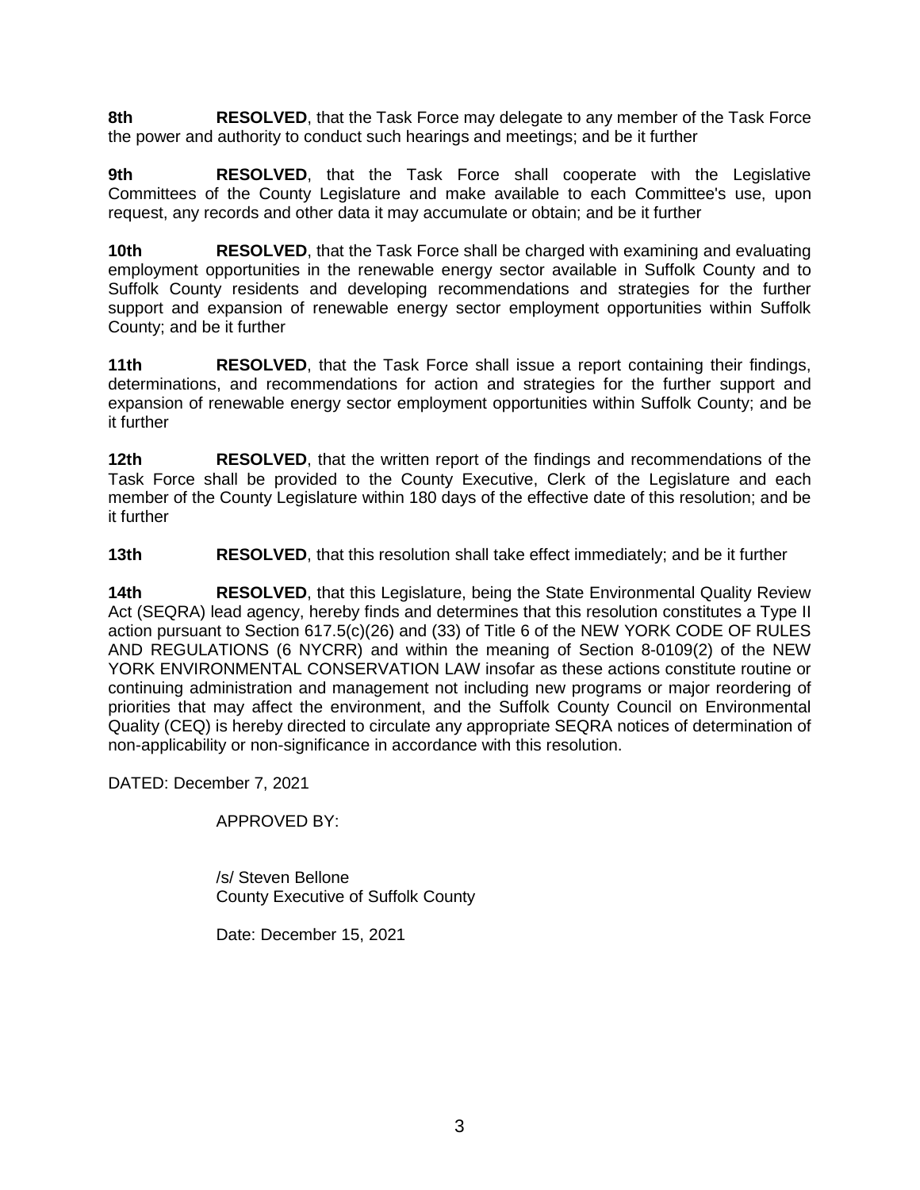**8th** **RESOLVED**, that the Task Force may delegate to any member of the Task Force the power and authority to conduct such hearings and meetings; and be it further

**9th** **RESOLVED**, that the Task Force shall cooperate with the Legislative Committees of the County Legislature and make available to each Committee's use, upon request, any records and other data it may accumulate or obtain; and be it further

**10th** **RESOLVED**, that the Task Force shall be charged with examining and evaluating employment opportunities in the renewable energy sector available in Suffolk County and to Suffolk County residents and developing recommendations and strategies for the further support and expansion of renewable energy sector employment opportunities within Suffolk County; and be it further

**11th** **RESOLVED**, that the Task Force shall issue a report containing their findings, determinations, and recommendations for action and strategies for the further support and expansion of renewable energy sector employment opportunities within Suffolk County; and be it further

**12th** **RESOLVED**, that the written report of the findings and recommendations of the Task Force shall be provided to the County Executive, Clerk of the Legislature and each member of the County Legislature within 180 days of the effective date of this resolution; and be it further

**13th** **RESOLVED**, that this resolution shall take effect immediately; and be it further

**14th** **RESOLVED**, that this Legislature, being the State Environmental Quality Review Act (SEQRA) lead agency, hereby finds and determines that this resolution constitutes a Type II action pursuant to Section 617.5(c)(26) and (33) of Title 6 of the NEW YORK CODE OF RULES AND REGULATIONS (6 NYCRR) and within the meaning of Section 8-0109(2) of the NEW YORK ENVIRONMENTAL CONSERVATION LAW insofar as these actions constitute routine or continuing administration and management not including new programs or major reordering of priorities that may affect the environment, and the Suffolk County Council on Environmental Quality (CEQ) is hereby directed to circulate any appropriate SEQRA notices of determination of non-applicability or non-significance in accordance with this resolution.

DATED: December 7, 2021

APPROVED BY:

/s/ Steven Bellone
County Executive of Suffolk County

Date: December 15, 2021